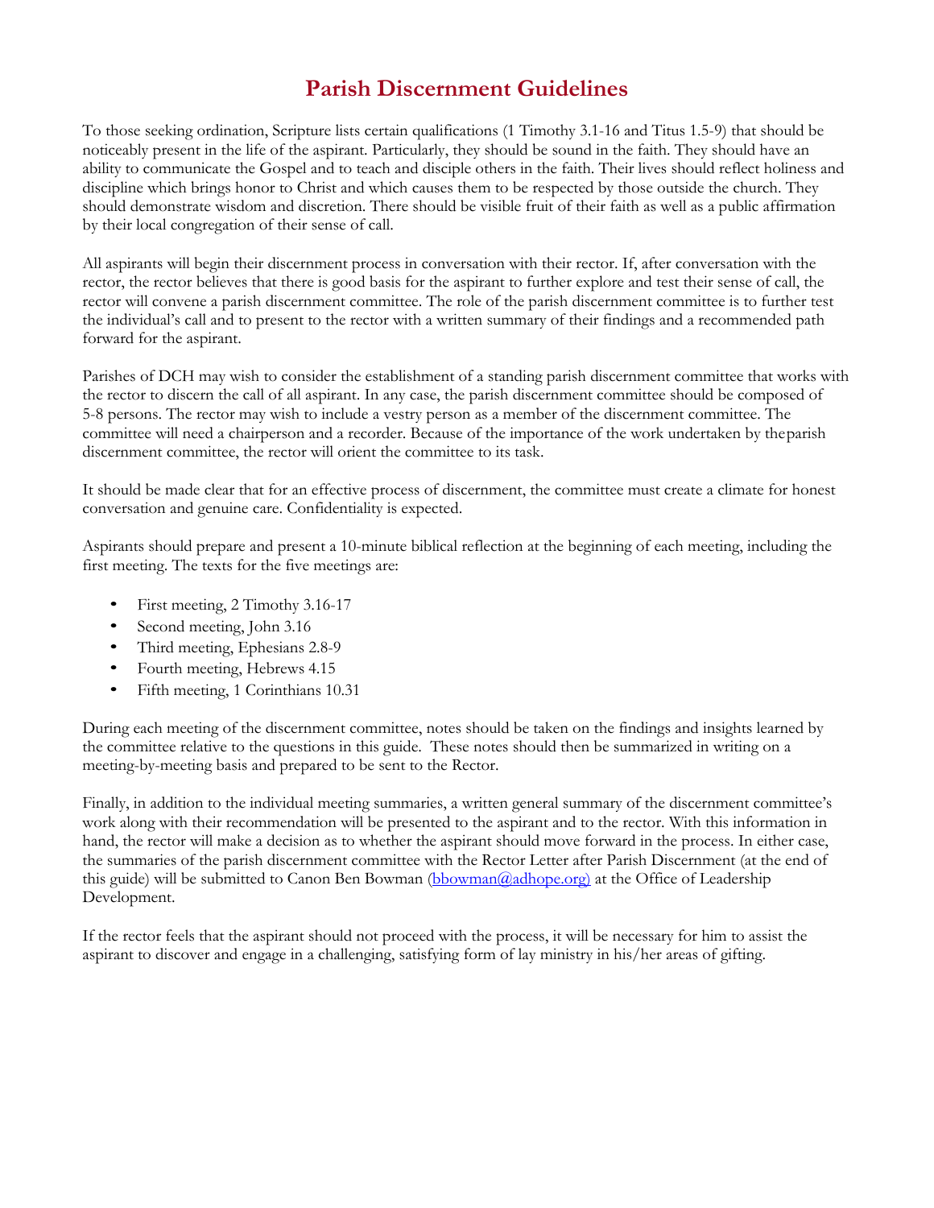# Parish Discernment Guidelines

To those seeking ordination, Scripture lists certain qualifications (1 Timothy 3.1-16 and Titus 1.5-9) that should be noticeably present in the life of the aspirant. Particularly, they should be sound in the faith. They should have an ability to communicate the Gospel and to teach and disciple others in the faith. Their lives should reflect holiness and discipline which brings honor to Christ and which causes them to be respected by those outside the church. They should demonstrate wisdom and discretion. There should be visible fruit of their faith as well as a public affirmation by their local congregation of their sense of call.

All aspirants will begin their discernment process in conversation with their rector. If, after conversation with the rector, the rector believes that there is good basis for the aspirant to further explore and test their sense of call, the rector will convene a parish discernment committee. The role of the parish discernment committee is to further test the individual's call and to present to the rector with a written summary of their findings and a recommended path forward for the aspirant.

Parishes of DCH may wish to consider the establishment of a standing parish discernment committee that works with the rector to discern the call of all aspirant. In any case, the parish discernment committee should be composed of 5-8 persons. The rector may wish to include a vestry person as a member of the discernment committee. The committee will need a chairperson and a recorder. Because of the importance of the work undertaken by the parish discernment committee, the rector will orient the committee to its task.

It should be made clear that for an effective process of discernment, the committee must create a climate for honest conversation and genuine care. Confidentiality is expected.

Aspirants should prepare and present a 10-minute biblical reflection at the beginning of each meeting, including the first meeting. The texts for the five meetings are:

- First meeting, 2 Timothy 3.16-17
- Second meeting, John 3.16
- Third meeting, Ephesians 2.8-9
- Fourth meeting, Hebrews 4.15
- Fifth meeting, 1 Corinthians 10.31

During each meeting of the discernment committee, notes should be taken on the findings and insights learned by the committee relative to the questions in this guide. These notes should then be summarized in writing on a meeting-by-meeting basis and prepared to be sent to the Rector.

Finally, in addition to the individual meeting summaries, a written general summary of the discernment committee's work along with their recommendation will be presented to the aspirant and to the rector. With this information in hand, the rector will make a decision as to whether the aspirant should move forward in the process. In either case, the summaries of the parish discernment committee with the Rector Letter after Parish Discernment (at the end of this guide) will be submitted to Canon Ben Bowman (bbowman@adhope.org) at the Office of Leadership Development.

If the rector feels that the aspirant should not proceed with the process, it will be necessary for him to assist the aspirant to discover and engage in a challenging, satisfying form of lay ministry in his/her areas of gifting.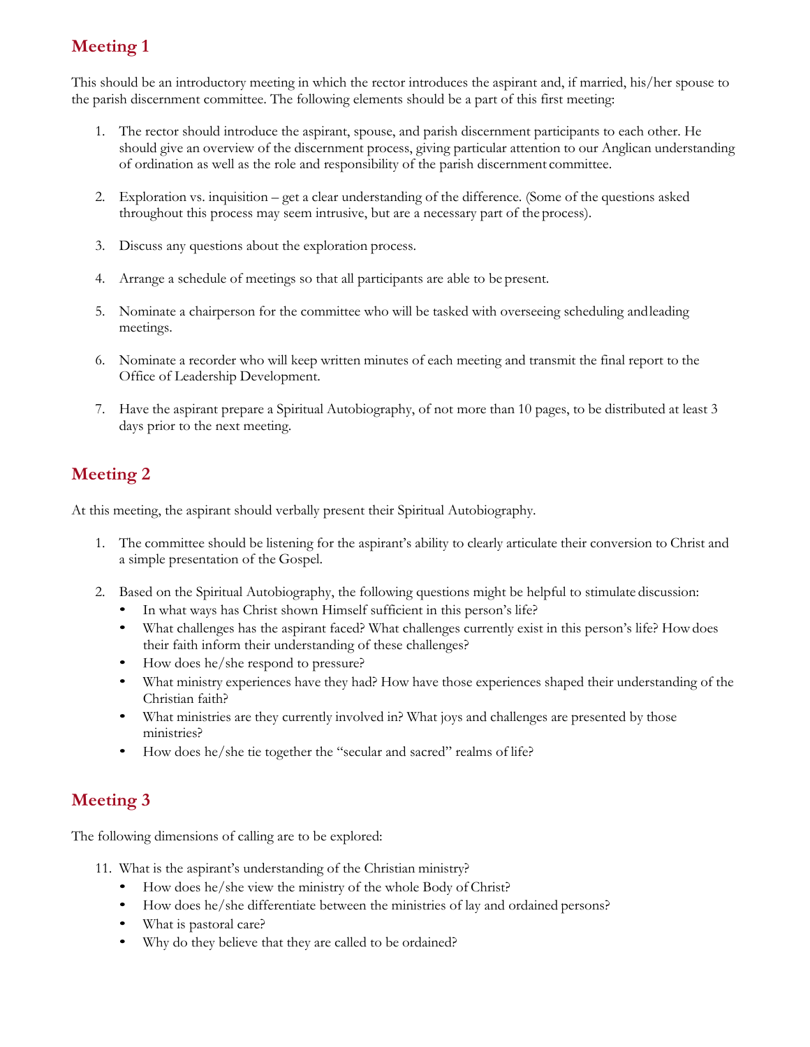## Meeting 1

This should be an introductory meeting in which the rector introduces the aspirant and, if married, his/her spouse to the parish discernment committee. The following elements should be a part of this first meeting:

1. The rector should introduce the aspirant, spouse, and parish discernment participants to each other. He should give an overview of the discernment process, giving particular attention to our Anglican understanding of ordination as well as the role and responsibility of the parish discernment committee.

2. Exploration vs. inquisition – get a clear understanding of the difference. (Some of the questions asked throughout this process may seem intrusive, but are a necessary part of the process).

3. Discuss any questions about the exploration process.

4. Arrange a schedule of meetings so that all participants are able to be present.

5. Nominate a chairperson for the committee who will be tasked with overseeing scheduling and leading meetings.

6. Nominate a recorder who will keep written minutes of each meeting and transmit the final report to the Office of Leadership Development.

7. Have the aspirant prepare a Spiritual Autobiography, of not more than 10 pages, to be distributed at least 3 days prior to the next meeting.

## Meeting 2

At this meeting, the aspirant should verbally present their Spiritual Autobiography.

1. The committee should be listening for the aspirant's ability to clearly articulate their conversion to Christ and a simple presentation of the Gospel.

2. Based on the Spiritual Autobiography, the following questions might be helpful to stimulate discussion:
   - In what ways has Christ shown Himself sufficient in this person's life?
   - What challenges has the aspirant faced? What challenges currently exist in this person's life? How does their faith inform their understanding of these challenges?
   - How does he/she respond to pressure?
   - What ministry experiences have they had? How have those experiences shaped their understanding of the Christian faith?
   - What ministries are they currently involved in? What joys and challenges are presented by those ministries?
   - How does he/she tie together the "secular and sacred" realms of life?

## Meeting 3

The following dimensions of calling are to be explored:

11. What is the aspirant's understanding of the Christian ministry?
    - How does he/she view the ministry of the whole Body of Christ?
    - How does he/she differentiate between the ministries of lay and ordained persons?
    - What is pastoral care?
    - Why do they believe that they are called to be ordained?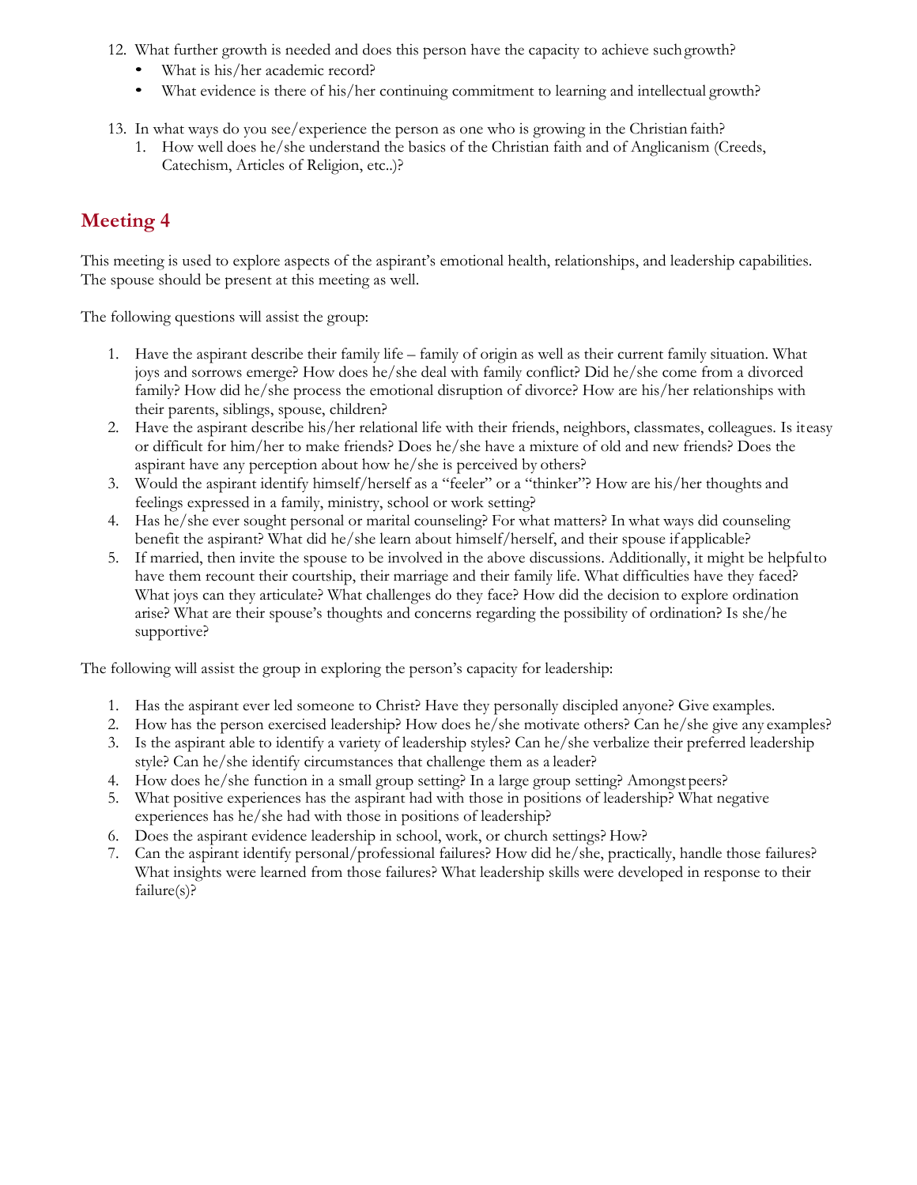12. What further growth is needed and does this person have the capacity to achieve such growth?
    - What is his/her academic record?
    - What evidence is there of his/her continuing commitment to learning and intellectual growth?

13. In what ways do you see/experience the person as one who is growing in the Christian faith?
    1. How well does he/she understand the basics of the Christian faith and of Anglicanism (Creeds, Catechism, Articles of Religion, etc..)?

## Meeting 4

This meeting is used to explore aspects of the aspirant's emotional health, relationships, and leadership capabilities. The spouse should be present at this meeting as well.

The following questions will assist the group:

1. Have the aspirant describe their family life – family of origin as well as their current family situation. What joys and sorrows emerge? How does he/she deal with family conflict? Did he/she come from a divorced family? How did he/she process the emotional disruption of divorce? How are his/her relationships with their parents, siblings, spouse, children?
2. Have the aspirant describe his/her relational life with their friends, neighbors, classmates, colleagues. Is it easy or difficult for him/her to make friends? Does he/she have a mixture of old and new friends? Does the aspirant have any perception about how he/she is perceived by others?
3. Would the aspirant identify himself/herself as a "feeler" or a "thinker"? How are his/her thoughts and feelings expressed in a family, ministry, school or work setting?
4. Has he/she ever sought personal or marital counseling? For what matters? In what ways did counseling benefit the aspirant? What did he/she learn about himself/herself, and their spouse if applicable?
5. If married, then invite the spouse to be involved in the above discussions. Additionally, it might be helpful to have them recount their courtship, their marriage and their family life. What difficulties have they faced? What joys can they articulate? What challenges do they face? How did the decision to explore ordination arise? What are their spouse's thoughts and concerns regarding the possibility of ordination? Is she/he supportive?

The following will assist the group in exploring the person's capacity for leadership:

1. Has the aspirant ever led someone to Christ? Have they personally discipled anyone? Give examples.
2. How has the person exercised leadership? How does he/she motivate others? Can he/she give any examples?
3. Is the aspirant able to identify a variety of leadership styles? Can he/she verbalize their preferred leadership style? Can he/she identify circumstances that challenge them as a leader?
4. How does he/she function in a small group setting? In a large group setting? Amongst peers?
5. What positive experiences has the aspirant had with those in positions of leadership? What negative experiences has he/she had with those in positions of leadership?
6. Does the aspirant evidence leadership in school, work, or church settings? How?
7. Can the aspirant identify personal/professional failures? How did he/she, practically, handle those failures? What insights were learned from those failures? What leadership skills were developed in response to their failure(s)?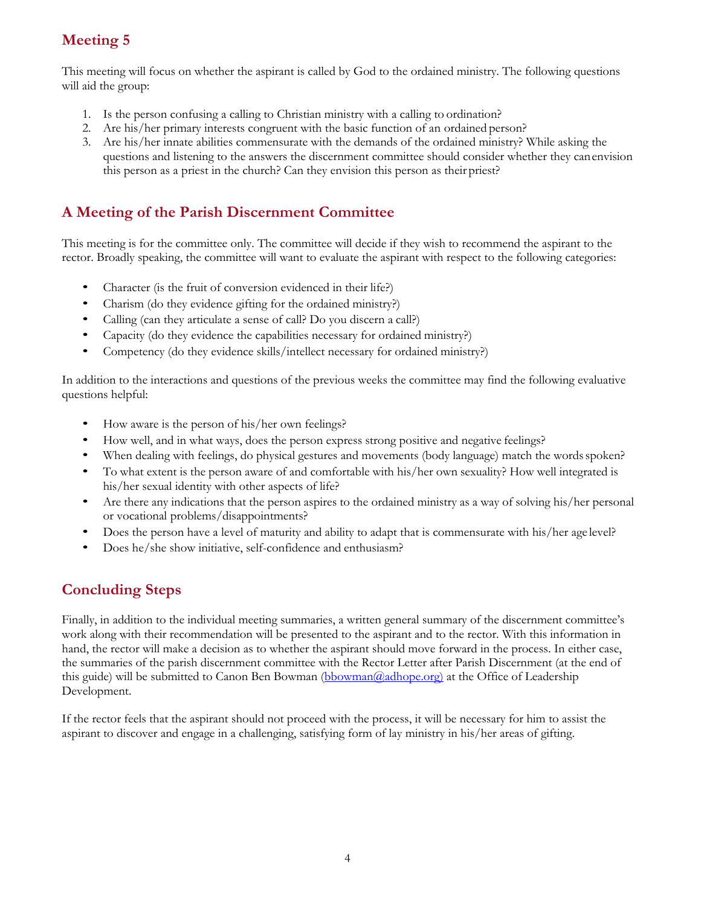## Meeting 5

This meeting will focus on whether the aspirant is called by God to the ordained ministry. The following questions will aid the group:

1. Is the person confusing a calling to Christian ministry with a calling to ordination?
2. Are his/her primary interests congruent with the basic function of an ordained person?
3. Are his/her innate abilities commensurate with the demands of the ordained ministry? While asking the questions and listening to the answers the discernment committee should consider whether they can envision this person as a priest in the church? Can they envision this person as their priest?

## A Meeting of the Parish Discernment Committee

This meeting is for the committee only. The committee will decide if they wish to recommend the aspirant to the rector. Broadly speaking, the committee will want to evaluate the aspirant with respect to the following categories:

- Character (is the fruit of conversion evidenced in their life?)
- Charism (do they evidence gifting for the ordained ministry?)
- Calling (can they articulate a sense of call? Do you discern a call?)
- Capacity (do they evidence the capabilities necessary for ordained ministry?)
- Competency (do they evidence skills/intellect necessary for ordained ministry?)

In addition to the interactions and questions of the previous weeks the committee may find the following evaluative questions helpful:

- How aware is the person of his/her own feelings?
- How well, and in what ways, does the person express strong positive and negative feelings?
- When dealing with feelings, do physical gestures and movements (body language) match the words spoken?
- To what extent is the person aware of and comfortable with his/her own sexuality? How well integrated is his/her sexual identity with other aspects of life?
- Are there any indications that the person aspires to the ordained ministry as a way of solving his/her personal or vocational problems/disappointments?
- Does the person have a level of maturity and ability to adapt that is commensurate with his/her age level?
- Does he/she show initiative, self-confidence and enthusiasm?

## Concluding Steps

Finally, in addition to the individual meeting summaries, a written general summary of the discernment committee's work along with their recommendation will be presented to the aspirant and to the rector. With this information in hand, the rector will make a decision as to whether the aspirant should move forward in the process. In either case, the summaries of the parish discernment committee with the Rector Letter after Parish Discernment (at the end of this guide) will be submitted to Canon Ben Bowman (bbowman@adhope.org) at the Office of Leadership Development.

If the rector feels that the aspirant should not proceed with the process, it will be necessary for him to assist the aspirant to discover and engage in a challenging, satisfying form of lay ministry in his/her areas of gifting.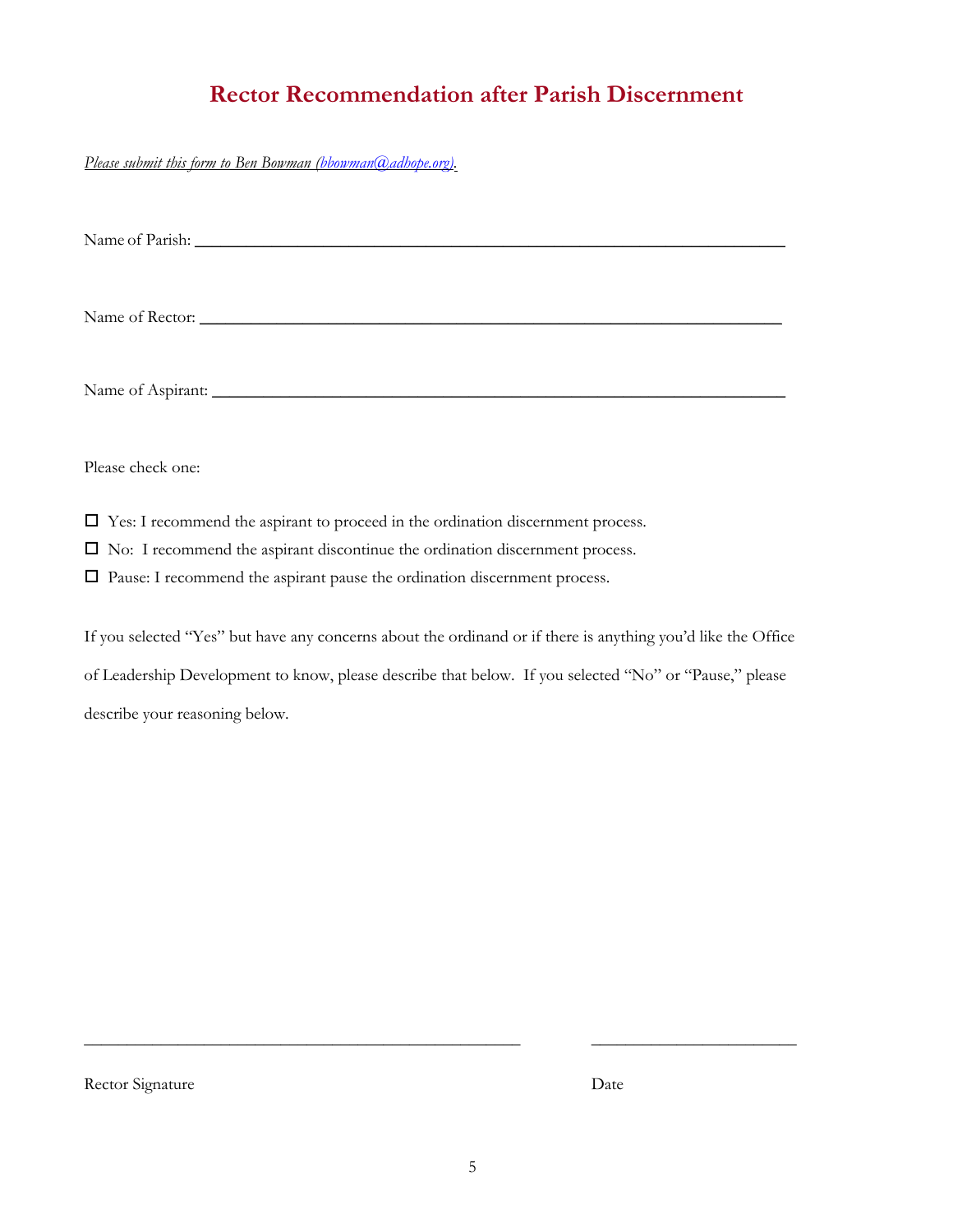# Rector Recommendation after Parish Discernment

*Please submit this form to Ben Bowman (bbowman@adhope.org).*

Name of Parish: ______________________________________________________________

Name of Rector: ______________________________________________________________

Name of Aspirant: ____________________________________________________________

Please check one:

☐ Yes: I recommend the aspirant to proceed in the ordination discernment process.

☐ No: I recommend the aspirant discontinue the ordination discernment process.

☐ Pause: I recommend the aspirant pause the ordination discernment process.

If you selected "Yes" but have any concerns about the ordinand or if there is anything you'd like the Office of Leadership Development to know, please describe that below. If you selected "No" or "Pause," please describe your reasoning below.

_____________________________________________ _____________________

Rector Signature Date